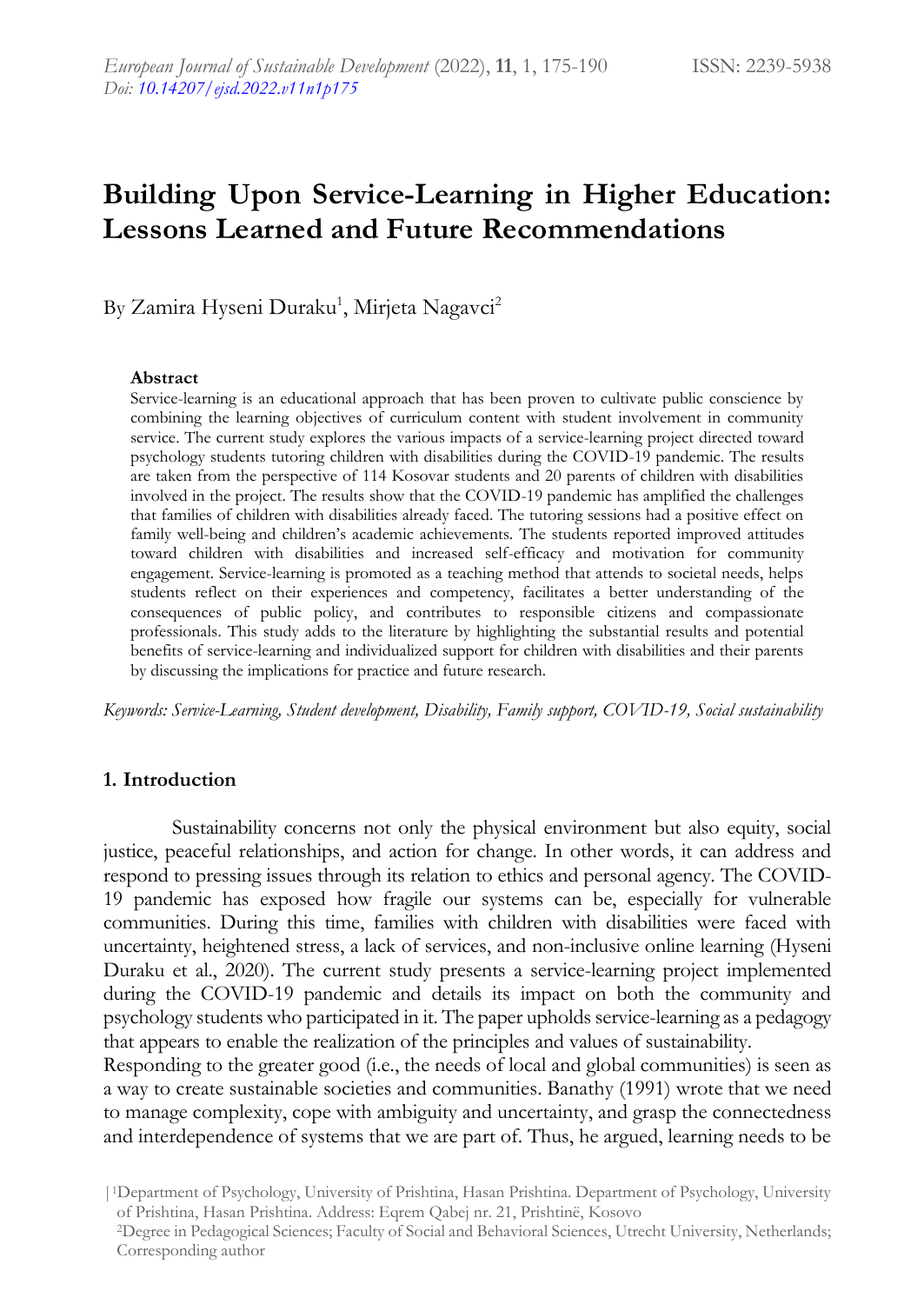# Building Upon Service-Learning in Higher Education: Lessons Learned and Future Recommendations

By Zamira Hyseni Duraku[1], Mirjeta Nagavci[2]

### Abstract

Service-learning is an educational approach that has been proven to cultivate public conscience by combining the learning objectives of curriculum content with student involvement in community service. The current study explores the various impacts of a service-learning project directed toward psychology students tutoring children with disabilities during the COVID-19 pandemic. The results are taken from the perspective of 114 Kosovar students and 20 parents of children with disabilities involved in the project. The results show that the COVID-19 pandemic has amplified the challenges that families of children with disabilities already faced. The tutoring sessions had a positive effect on family well-being and children's academic achievements. The students reported improved attitudes toward children with disabilities and increased self-efficacy and motivation for community engagement. Service-learning is promoted as a teaching method that attends to societal needs, helps students reflect on their experiences and competency, facilitates a better understanding of the consequences of public policy, and contributes to responsible citizens and compassionate professionals. This study adds to the literature by highlighting the substantial results and potential benefits of service-learning and individualized support for children with disabilities and their parents by discussing the implications for practice and future research.

*Keywords: Service-Learning, Student development, Disability, Family support, COVID-19, Social sustainability*

## 1. Introduction

Sustainability concerns not only the physical environment but also equity, social justice, peaceful relationships, and action for change. In other words, it can address and respond to pressing issues through its relation to ethics and personal agency. The COVID-19 pandemic has exposed how fragile our systems can be, especially for vulnerable communities. During this time, families with children with disabilities were faced with uncertainty, heightened stress, a lack of services, and non-inclusive online learning (Hyseni Duraku et al., 2020). The current study presents a service-learning project implemented during the COVID-19 pandemic and details its impact on both the community and psychology students who participated in it. The paper upholds service-learning as a pedagogy that appears to enable the realization of the principles and values of sustainability.

Responding to the greater good (i.e., the needs of local and global communities) is seen as a way to create sustainable societies and communities. Banathy (1991) wrote that we need to manage complexity, cope with ambiguity and uncertainty, and grasp the connectedness and interdependence of systems that we are part of. Thus, he argued, learning needs to be

[1]Department of Psychology, University of Prishtina, Hasan Prishtina. Department of Psychology, University of Prishtina, Hasan Prishtina. Address: Eqrem Qabej nr. 21, Prishtinë, Kosovo

[2]Degree in Pedagogical Sciences; Faculty of Social and Behavioral Sciences, Utrecht University, Netherlands; Corresponding author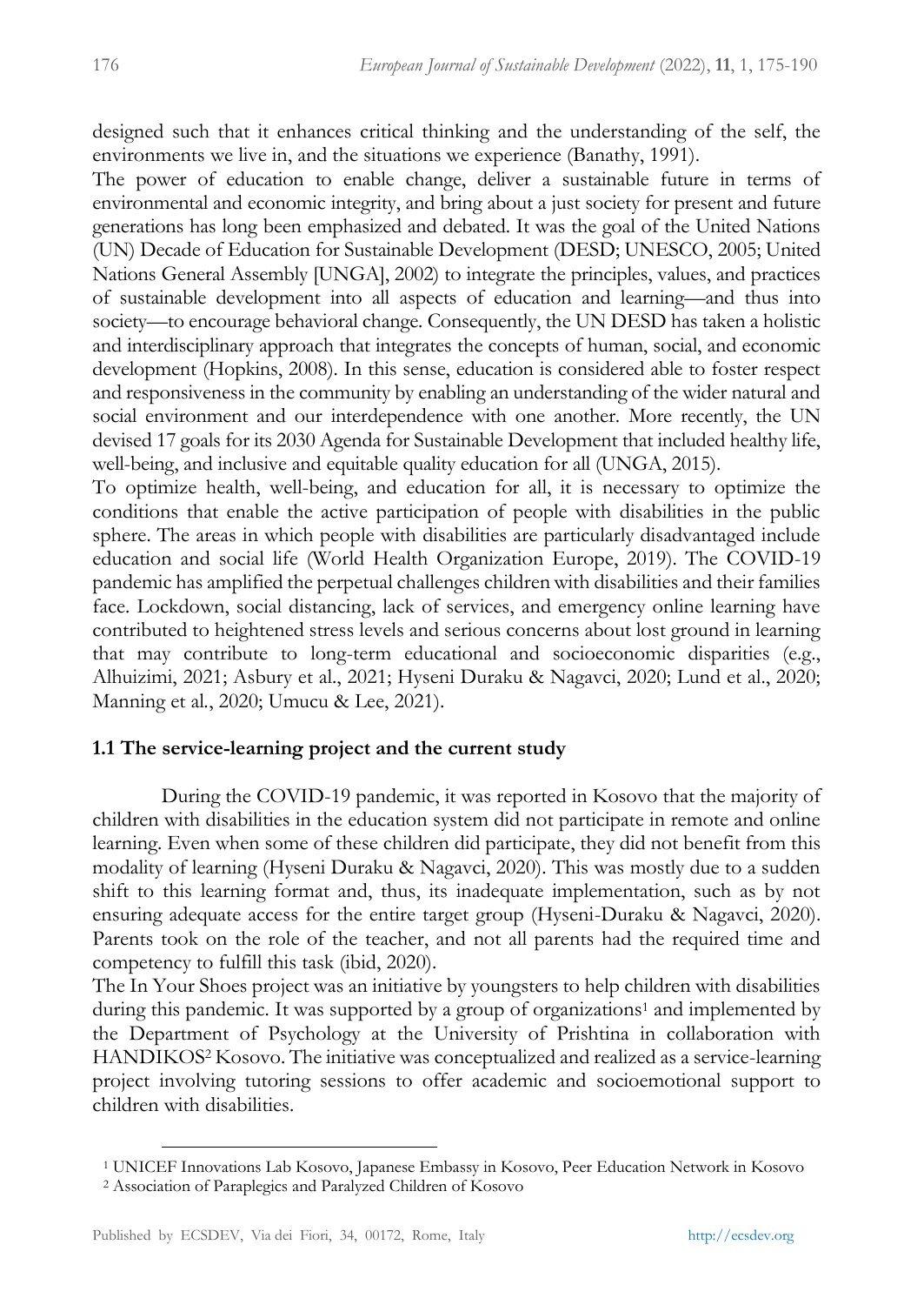designed such that it enhances critical thinking and the understanding of the self, the environments we live in, and the situations we experience (Banathy, 1991).

The power of education to enable change, deliver a sustainable future in terms of environmental and economic integrity, and bring about a just society for present and future generations has long been emphasized and debated. It was the goal of the United Nations (UN) Decade of Education for Sustainable Development (DESD; UNESCO, 2005; United Nations General Assembly [UNGA], 2002) to integrate the principles, values, and practices of sustainable development into all aspects of education and learning—and thus into society—to encourage behavioral change. Consequently, the UN DESD has taken a holistic and interdisciplinary approach that integrates the concepts of human, social, and economic development (Hopkins, 2008). In this sense, education is considered able to foster respect and responsiveness in the community by enabling an understanding of the wider natural and social environment and our interdependence with one another. More recently, the UN devised 17 goals for its 2030 Agenda for Sustainable Development that included healthy life, well-being, and inclusive and equitable quality education for all (UNGA, 2015).

To optimize health, well-being, and education for all, it is necessary to optimize the conditions that enable the active participation of people with disabilities in the public sphere. The areas in which people with disabilities are particularly disadvantaged include education and social life (World Health Organization Europe, 2019). The COVID-19 pandemic has amplified the perpetual challenges children with disabilities and their families face. Lockdown, social distancing, lack of services, and emergency online learning have contributed to heightened stress levels and serious concerns about lost ground in learning that may contribute to long-term educational and socioeconomic disparities (e.g., Alhuizimi, 2021; Asbury et al., 2021; Hyseni Duraku & Nagavci, 2020; Lund et al., 2020; Manning et al., 2020; Umucu & Lee, 2021).

### 1.1 The service-learning project and the current study

During the COVID-19 pandemic, it was reported in Kosovo that the majority of children with disabilities in the education system did not participate in remote and online learning. Even when some of these children did participate, they did not benefit from this modality of learning (Hyseni Duraku & Nagavci, 2020). This was mostly due to a sudden shift to this learning format and, thus, its inadequate implementation, such as by not ensuring adequate access for the entire target group (Hyseni-Duraku & Nagavci, 2020). Parents took on the role of the teacher, and not all parents had the required time and competency to fulfill this task (ibid, 2020).

The In Your Shoes project was an initiative by youngsters to help children with disabilities during this pandemic. It was supported by a group of organizations[1] and implemented by the Department of Psychology at the University of Prishtina in collaboration with HANDIKOS[2] Kosovo. The initiative was conceptualized and realized as a service-learning project involving tutoring sessions to offer academic and socioemotional support to children with disabilities.

[1] UNICEF Innovations Lab Kosovo, Japanese Embassy in Kosovo, Peer Education Network in Kosovo

[2] Association of Paraplegics and Paralyzed Children of Kosovo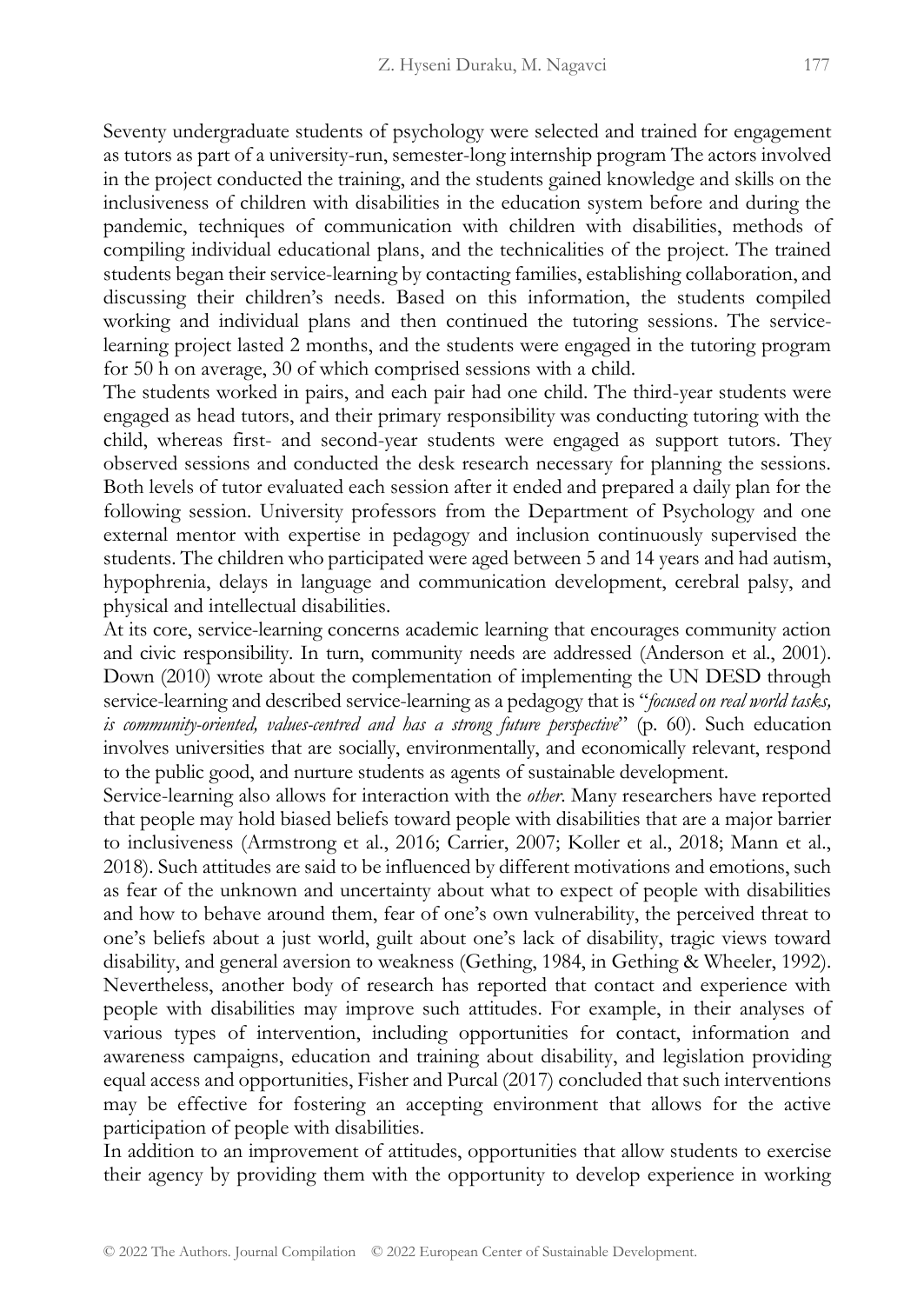Seventy undergraduate students of psychology were selected and trained for engagement as tutors as part of a university-run, semester-long internship program The actors involved in the project conducted the training, and the students gained knowledge and skills on the inclusiveness of children with disabilities in the education system before and during the pandemic, techniques of communication with children with disabilities, methods of compiling individual educational plans, and the technicalities of the project. The trained students began their service-learning by contacting families, establishing collaboration, and discussing their children's needs. Based on this information, the students compiled working and individual plans and then continued the tutoring sessions. The service-learning project lasted 2 months, and the students were engaged in the tutoring program for 50 h on average, 30 of which comprised sessions with a child.

The students worked in pairs, and each pair had one child. The third-year students were engaged as head tutors, and their primary responsibility was conducting tutoring with the child, whereas first- and second-year students were engaged as support tutors. They observed sessions and conducted the desk research necessary for planning the sessions. Both levels of tutor evaluated each session after it ended and prepared a daily plan for the following session. University professors from the Department of Psychology and one external mentor with expertise in pedagogy and inclusion continuously supervised the students. The children who participated were aged between 5 and 14 years and had autism, hypophrenia, delays in language and communication development, cerebral palsy, and physical and intellectual disabilities.

At its core, service-learning concerns academic learning that encourages community action and civic responsibility. In turn, community needs are addressed (Anderson et al., 2001). Down (2010) wrote about the complementation of implementing the UN DESD through service-learning and described service-learning as a pedagogy that is "*focused on real world tasks, is community-oriented, values-centred and has a strong future perspective*" (p. 60). Such education involves universities that are socially, environmentally, and economically relevant, respond to the public good, and nurture students as agents of sustainable development.

Service-learning also allows for interaction with the *other*. Many researchers have reported that people may hold biased beliefs toward people with disabilities that are a major barrier to inclusiveness (Armstrong et al., 2016; Carrier, 2007; Koller et al., 2018; Mann et al., 2018). Such attitudes are said to be influenced by different motivations and emotions, such as fear of the unknown and uncertainty about what to expect of people with disabilities and how to behave around them, fear of one's own vulnerability, the perceived threat to one's beliefs about a just world, guilt about one's lack of disability, tragic views toward disability, and general aversion to weakness (Gething, 1984, in Gething & Wheeler, 1992). Nevertheless, another body of research has reported that contact and experience with people with disabilities may improve such attitudes. For example, in their analyses of various types of intervention, including opportunities for contact, information and awareness campaigns, education and training about disability, and legislation providing equal access and opportunities, Fisher and Purcal (2017) concluded that such interventions may be effective for fostering an accepting environment that allows for the active participation of people with disabilities.

In addition to an improvement of attitudes, opportunities that allow students to exercise their agency by providing them with the opportunity to develop experience in working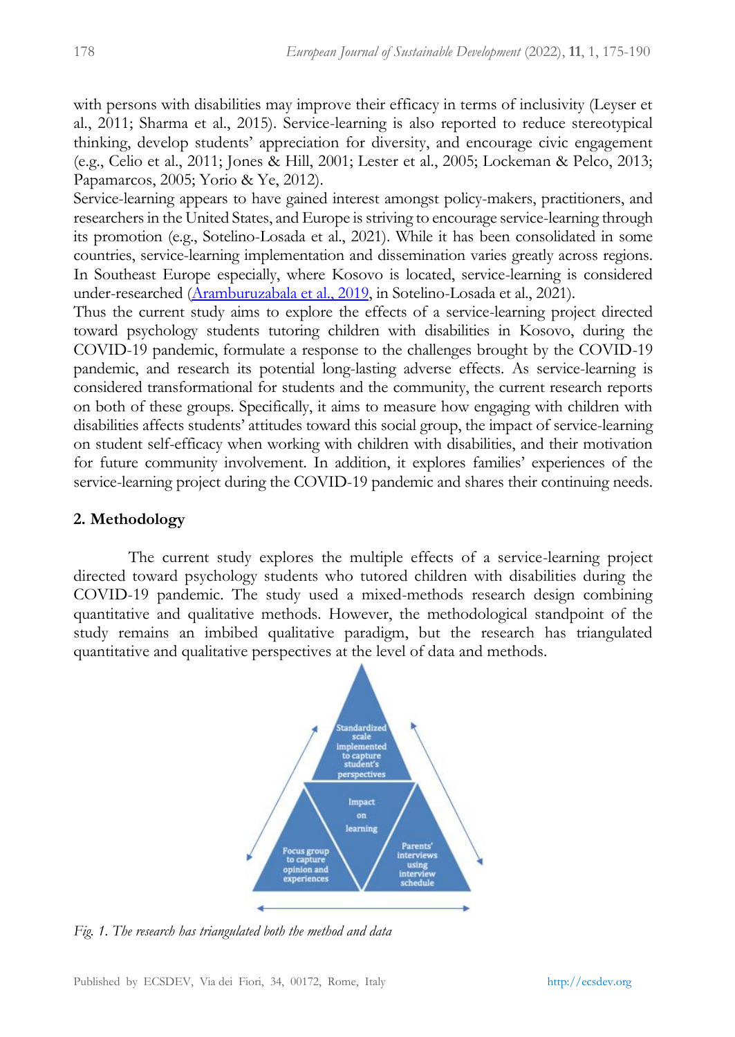with persons with disabilities may improve their efficacy in terms of inclusivity (Leyser et al., 2011; Sharma et al., 2015). Service-learning is also reported to reduce stereotypical thinking, develop students' appreciation for diversity, and encourage civic engagement (e.g., Celio et al., 2011; Jones & Hill, 2001; Lester et al., 2005; Lockeman & Pelco, 2013; Papamarcos, 2005; Yorio & Ye, 2012).

Service-learning appears to have gained interest amongst policy-makers, practitioners, and researchers in the United States, and Europe is striving to encourage service-learning through its promotion (e.g., Sotelino-Losada et al., 2021). While it has been consolidated in some countries, service-learning implementation and dissemination varies greatly across regions. In Southeast Europe especially, where Kosovo is located, service-learning is considered under-researched (Aramburuzabala et al., 2019, in Sotelino-Losada et al., 2021).

Thus the current study aims to explore the effects of a service-learning project directed toward psychology students tutoring children with disabilities in Kosovo, during the COVID-19 pandemic, formulate a response to the challenges brought by the COVID-19 pandemic, and research its potential long-lasting adverse effects. As service-learning is considered transformational for students and the community, the current research reports on both of these groups. Specifically, it aims to measure how engaging with children with disabilities affects students' attitudes toward this social group, the impact of service-learning on student self-efficacy when working with children with disabilities, and their motivation for future community involvement. In addition, it explores families' experiences of the service-learning project during the COVID-19 pandemic and shares their continuing needs.

## 2. Methodology

The current study explores the multiple effects of a service-learning project directed toward psychology students who tutored children with disabilities during the COVID-19 pandemic. The study used a mixed-methods research design combining quantitative and qualitative methods. However, the methodological standpoint of the study remains an imbibed qualitative paradigm, but the research has triangulated quantitative and qualitative perspectives at the level of data and methods.

Standardized scale implemented to capture student's perspectives

Impact on learning

Focus group to capture opinion and experiences

Parents' interviews using interview schedule

*Fig. 1. The research has triangulated both the method and data*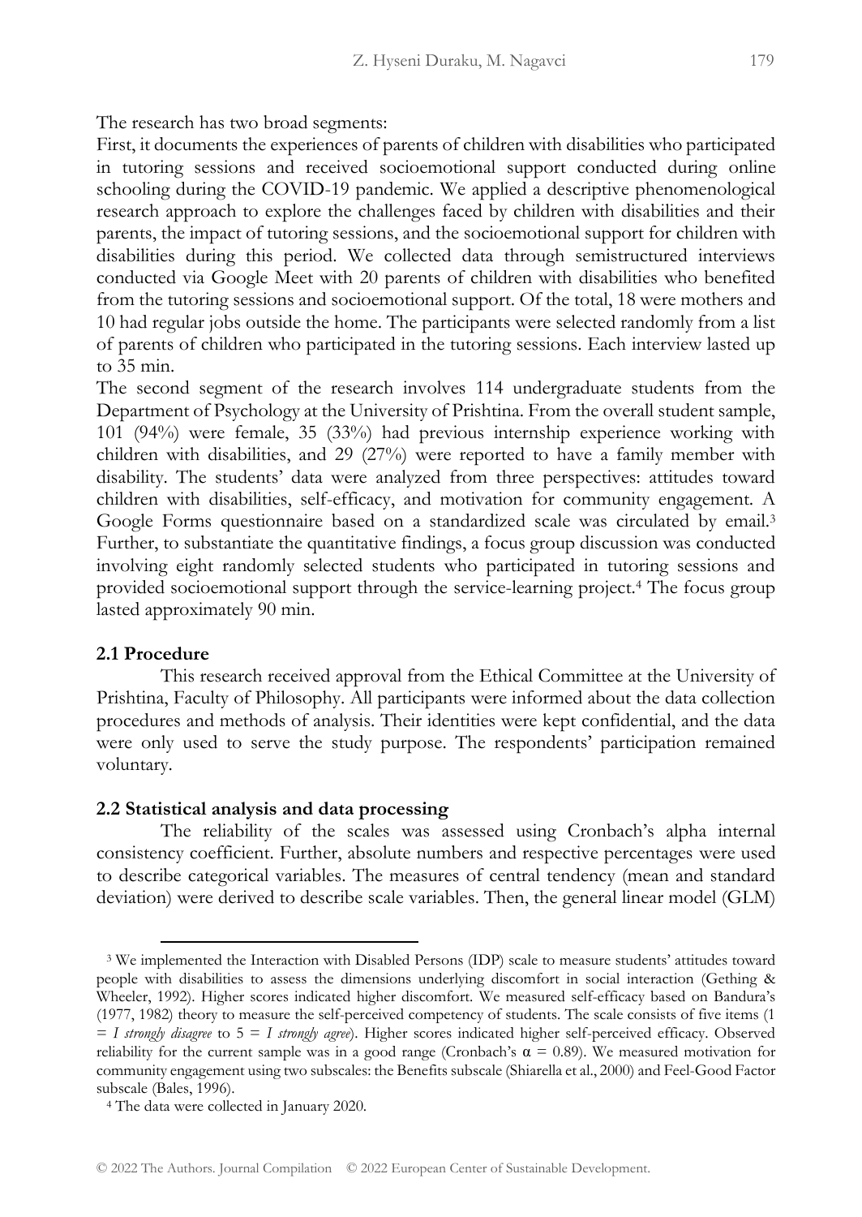The research has two broad segments:

First, it documents the experiences of parents of children with disabilities who participated in tutoring sessions and received socioemotional support conducted during online schooling during the COVID-19 pandemic. We applied a descriptive phenomenological research approach to explore the challenges faced by children with disabilities and their parents, the impact of tutoring sessions, and the socioemotional support for children with disabilities during this period. We collected data through semistructured interviews conducted via Google Meet with 20 parents of children with disabilities who benefited from the tutoring sessions and socioemotional support. Of the total, 18 were mothers and 10 had regular jobs outside the home. The participants were selected randomly from a list of parents of children who participated in the tutoring sessions. Each interview lasted up to 35 min.

The second segment of the research involves 114 undergraduate students from the Department of Psychology at the University of Prishtina. From the overall student sample, 101 (94%) were female, 35 (33%) had previous internship experience working with children with disabilities, and 29 (27%) were reported to have a family member with disability. The students' data were analyzed from three perspectives: attitudes toward children with disabilities, self-efficacy, and motivation for community engagement. A Google Forms questionnaire based on a standardized scale was circulated by email.[3] Further, to substantiate the quantitative findings, a focus group discussion was conducted involving eight randomly selected students who participated in tutoring sessions and provided socioemotional support through the service-learning project.[4] The focus group lasted approximately 90 min.

### 2.1 Procedure

This research received approval from the Ethical Committee at the University of Prishtina, Faculty of Philosophy. All participants were informed about the data collection procedures and methods of analysis. Their identities were kept confidential, and the data were only used to serve the study purpose. The respondents' participation remained voluntary.

### 2.2 Statistical analysis and data processing

The reliability of the scales was assessed using Cronbach's alpha internal consistency coefficient. Further, absolute numbers and respective percentages were used to describe categorical variables. The measures of central tendency (mean and standard deviation) were derived to describe scale variables. Then, the general linear model (GLM)

---

[3] We implemented the Interaction with Disabled Persons (IDP) scale to measure students' attitudes toward people with disabilities to assess the dimensions underlying discomfort in social interaction (Gething & Wheeler, 1992). Higher scores indicated higher discomfort. We measured self-efficacy based on Bandura's (1977, 1982) theory to measure the self-perceived competency of students. The scale consists of five items (1 = *I strongly disagree* to 5 = *I strongly agree*). Higher scores indicated higher self-perceived efficacy. Observed reliability for the current sample was in a good range (Cronbach's $\alpha = 0.89$). We measured motivation for community engagement using two subscales: the Benefits subscale (Shiarella et al., 2000) and Feel-Good Factor subscale (Bales, 1996).

[4] The data were collected in January 2020.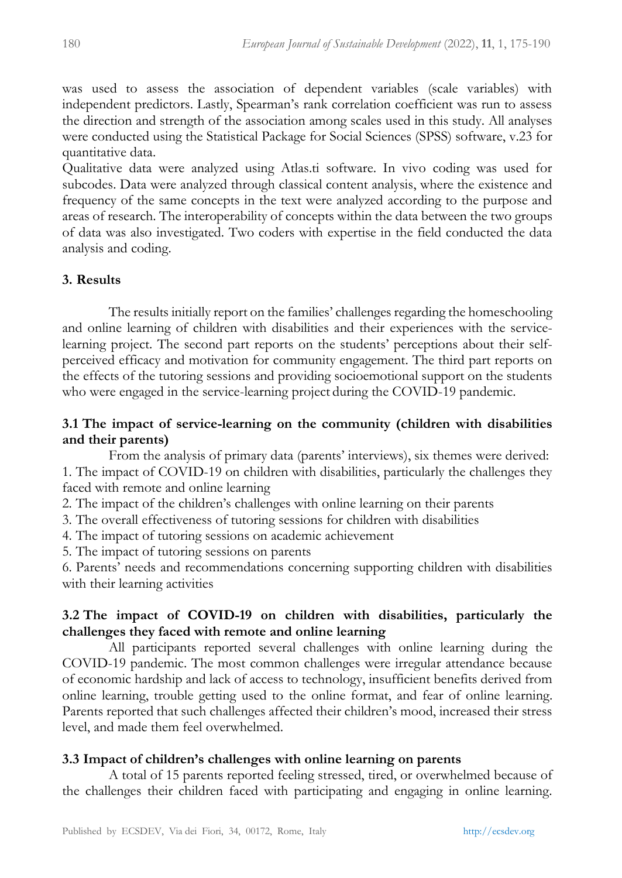was used to assess the association of dependent variables (scale variables) with independent predictors. Lastly, Spearman's rank correlation coefficient was run to assess the direction and strength of the association among scales used in this study. All analyses were conducted using the Statistical Package for Social Sciences (SPSS) software, v.23 for quantitative data.

Qualitative data were analyzed using Atlas.ti software. In vivo coding was used for subcodes. Data were analyzed through classical content analysis, where the existence and frequency of the same concepts in the text were analyzed according to the purpose and areas of research. The interoperability of concepts within the data between the two groups of data was also investigated. Two coders with expertise in the field conducted the data analysis and coding.

## 3. Results

The results initially report on the families' challenges regarding the homeschooling and online learning of children with disabilities and their experiences with the service-learning project. The second part reports on the students' perceptions about their self-perceived efficacy and motivation for community engagement. The third part reports on the effects of the tutoring sessions and providing socioemotional support on the students who were engaged in the service-learning project during the COVID-19 pandemic.

### 3.1 The impact of service-learning on the community (children with disabilities and their parents)

From the analysis of primary data (parents' interviews), six themes were derived:

1. The impact of COVID-19 on children with disabilities, particularly the challenges they faced with remote and online learning
2. The impact of the children's challenges with online learning on their parents
3. The overall effectiveness of tutoring sessions for children with disabilities
4. The impact of tutoring sessions on academic achievement
5. The impact of tutoring sessions on parents
6. Parents' needs and recommendations concerning supporting children with disabilities with their learning activities

### 3.2 The impact of COVID-19 on children with disabilities, particularly the challenges they faced with remote and online learning

All participants reported several challenges with online learning during the COVID-19 pandemic. The most common challenges were irregular attendance because of economic hardship and lack of access to technology, insufficient benefits derived from online learning, trouble getting used to the online format, and fear of online learning. Parents reported that such challenges affected their children's mood, increased their stress level, and made them feel overwhelmed.

### 3.3 Impact of children's challenges with online learning on parents

A total of 15 parents reported feeling stressed, tired, or overwhelmed because of the challenges their children faced with participating and engaging in online learning.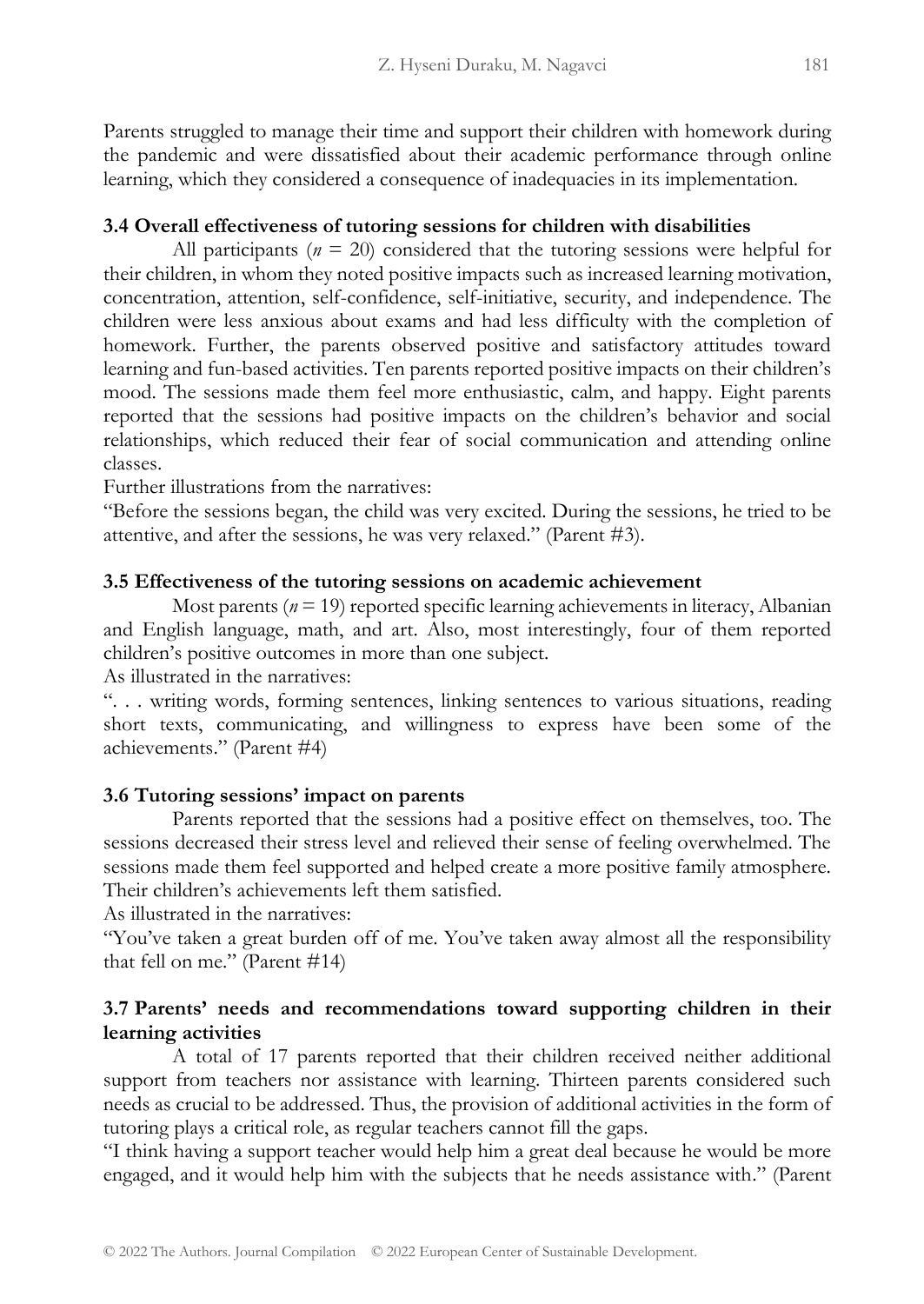Parents struggled to manage their time and support their children with homework during the pandemic and were dissatisfied about their academic performance through online learning, which they considered a consequence of inadequacies in its implementation.

### 3.4 Overall effectiveness of tutoring sessions for children with disabilities

All participants (*n* = 20) considered that the tutoring sessions were helpful for their children, in whom they noted positive impacts such as increased learning motivation, concentration, attention, self-confidence, self-initiative, security, and independence. The children were less anxious about exams and had less difficulty with the completion of homework. Further, the parents observed positive and satisfactory attitudes toward learning and fun-based activities. Ten parents reported positive impacts on their children's mood. The sessions made them feel more enthusiastic, calm, and happy. Eight parents reported that the sessions had positive impacts on the children's behavior and social relationships, which reduced their fear of social communication and attending online classes.

Further illustrations from the narratives:

"Before the sessions began, the child was very excited. During the sessions, he tried to be attentive, and after the sessions, he was very relaxed." (Parent #3).

### 3.5 Effectiveness of the tutoring sessions on academic achievement

Most parents (*n* = 19) reported specific learning achievements in literacy, Albanian and English language, math, and art. Also, most interestingly, four of them reported children's positive outcomes in more than one subject.

As illustrated in the narratives:

". . . writing words, forming sentences, linking sentences to various situations, reading short texts, communicating, and willingness to express have been some of the achievements." (Parent #4)

### 3.6 Tutoring sessions' impact on parents

Parents reported that the sessions had a positive effect on themselves, too. The sessions decreased their stress level and relieved their sense of feeling overwhelmed. The sessions made them feel supported and helped create a more positive family atmosphere. Their children's achievements left them satisfied.

As illustrated in the narratives:

"You've taken a great burden off of me. You've taken away almost all the responsibility that fell on me." (Parent #14)

### 3.7 Parents' needs and recommendations toward supporting children in their learning activities

A total of 17 parents reported that their children received neither additional support from teachers nor assistance with learning. Thirteen parents considered such needs as crucial to be addressed. Thus, the provision of additional activities in the form of tutoring plays a critical role, as regular teachers cannot fill the gaps.

"I think having a support teacher would help him a great deal because he would be more engaged, and it would help him with the subjects that he needs assistance with." (Parent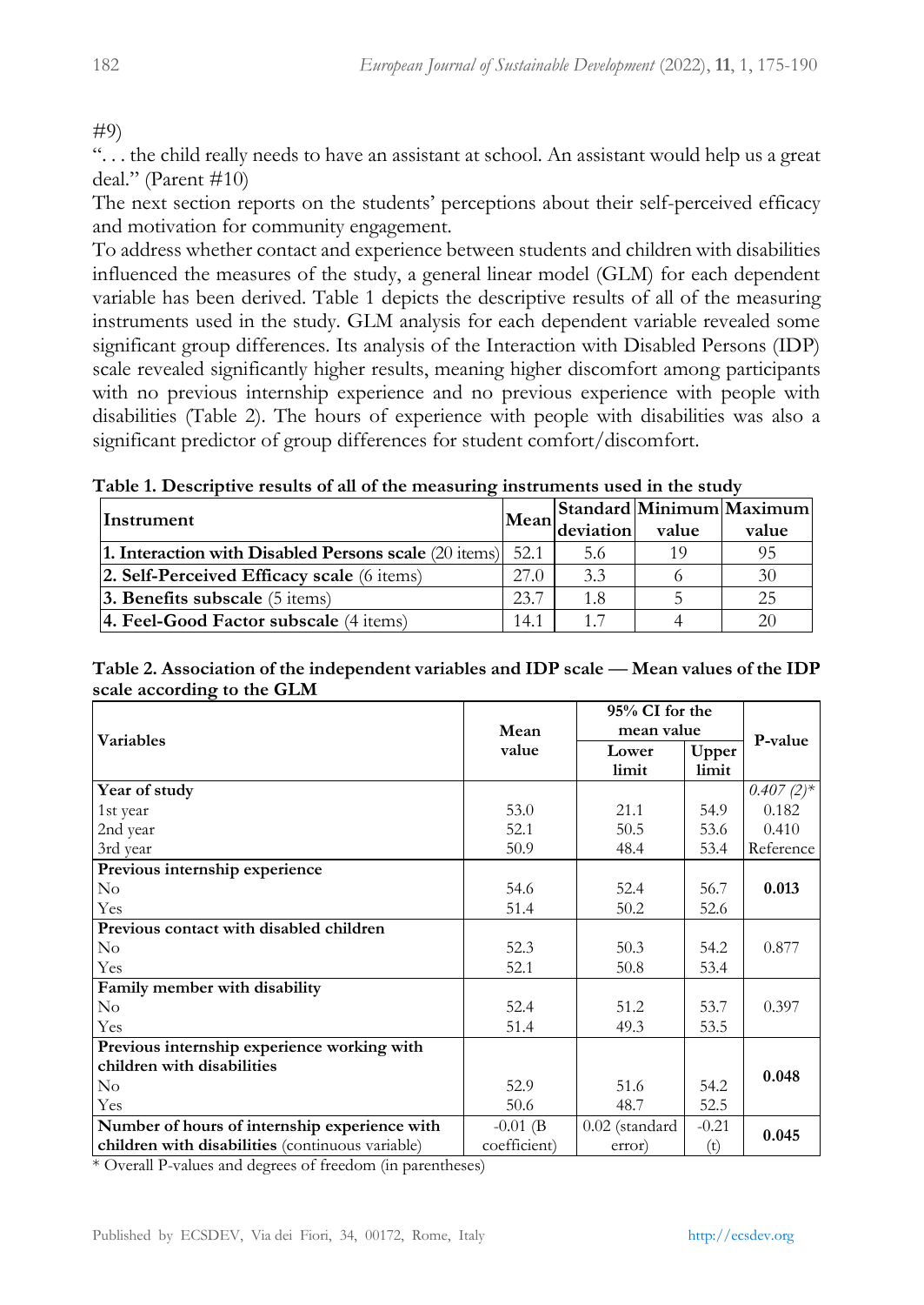#9)

". . . the child really needs to have an assistant at school. An assistant would help us a great deal." (Parent #10)

The next section reports on the students' perceptions about their self-perceived efficacy and motivation for community engagement.

To address whether contact and experience between students and children with disabilities influenced the measures of the study, a general linear model (GLM) for each dependent variable has been derived. Table 1 depicts the descriptive results of all of the measuring instruments used in the study. GLM analysis for each dependent variable revealed some significant group differences. Its analysis of the Interaction with Disabled Persons (IDP) scale revealed significantly higher results, meaning higher discomfort among participants with no previous internship experience and no previous experience with people with disabilities (Table 2). The hours of experience with people with disabilities was also a significant predictor of group differences for student comfort/discomfort.

**Table 1. Descriptive results of all of the measuring instruments used in the study**

| Instrument | Mean | Standard deviation | Minimum value | Maximum value |
|---|---|---|---|---|
| **1. Interaction with Disabled Persons scale** (20 items) | 52.1 | 5.6 | 19 | 95 |
| **2. Self-Perceived Efficacy scale** (6 items) | 27.0 | 3.3 | 6 | 30 |
| **3. Benefits subscale** (5 items) | 23.7 | 1.8 | 5 | 25 |
| **4. Feel-Good Factor subscale** (4 items) | 14.1 | 1.7 | 4 | 20 |

**Table 2. Association of the independent variables and IDP scale — Mean values of the IDP scale according to the GLM**

| Variables | Mean value | 95% CI for the mean value | | P-value |
|---|---|---|---|---|
| | | Lower limit | Upper limit | |
| **Year of study** | | | | *0.407 (2)\** |
| 1st year | 53.0 | 21.1 | 54.9 | 0.182 |
| 2nd year | 52.1 | 50.5 | 53.6 | 0.410 |
| 3rd year | 50.9 | 48.4 | 53.4 | Reference |
| **Previous internship experience** | | | | |
| No | 54.6 | 52.4 | 56.7 | **0.013** |
| Yes | 51.4 | 50.2 | 52.6 | |
| **Previous contact with disabled children** | | | | |
| No | 52.3 | 50.3 | 54.2 | 0.877 |
| Yes | 52.1 | 50.8 | 53.4 | |
| **Family member with disability** | | | | |
| No | 52.4 | 51.2 | 53.7 | 0.397 |
| Yes | 51.4 | 49.3 | 53.5 | |
| **Previous internship experience working with children with disabilities** | | | | |
| No | 52.9 | 51.6 | 54.2 | **0.048** |
| Yes | 50.6 | 48.7 | 52.5 | |
| **Number of hours of internship experience with children with disabilities** (continuous variable) | -0.01 (B coefficient) | 0.02 (standard error) | -0.21 (t) | **0.045** |

\* Overall P-values and degrees of freedom (in parentheses)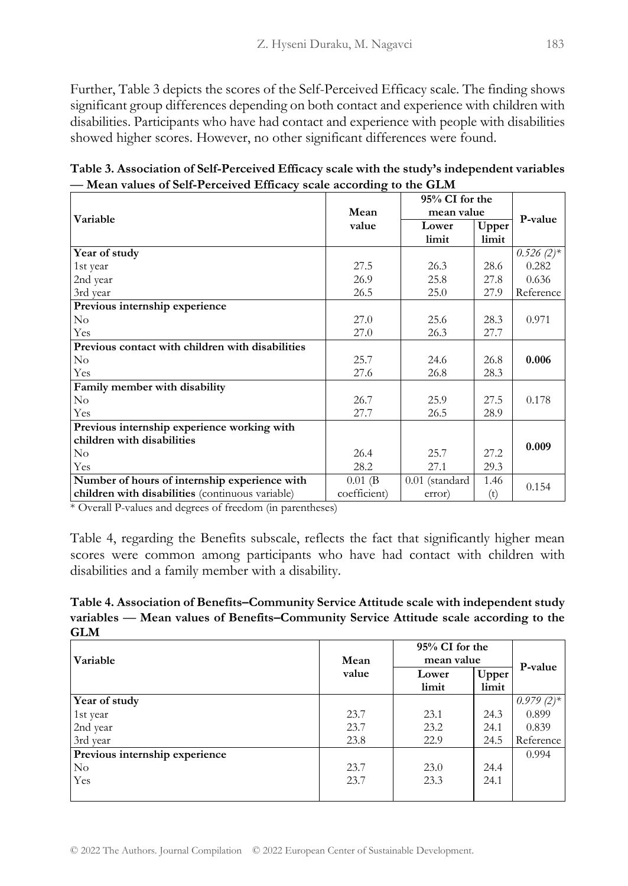Further, Table 3 depicts the scores of the Self-Perceived Efficacy scale. The finding shows significant group differences depending on both contact and experience with children with disabilities. Participants who have had contact and experience with people with disabilities showed higher scores. However, no other significant differences were found.

**Table 3. Association of Self-Perceived Efficacy scale with the study's independent variables — Mean values of Self-Perceived Efficacy scale according to the GLM**

| Variable | Mean value | 95% CI for the mean value | | P-value |
|---|---|---|---|---|
| | | Lower limit | Upper limit | |
| **Year of study** | | | | *0.526 (2)\** |
| 1st year | 27.5 | 26.3 | 28.6 | 0.282 |
| 2nd year | 26.9 | 25.8 | 27.8 | 0.636 |
| 3rd year | 26.5 | 25.0 | 27.9 | Reference |
| **Previous internship experience** | | | | |
| No | 27.0 | 25.6 | 28.3 | 0.971 |
| Yes | 27.0 | 26.3 | 27.7 | |
| **Previous contact with children with disabilities** | | | | |
| No | 25.7 | 24.6 | 26.8 | **0.006** |
| Yes | 27.6 | 26.8 | 28.3 | |
| **Family member with disability** | | | | |
| No | 26.7 | 25.9 | 27.5 | 0.178 |
| Yes | 27.7 | 26.5 | 28.9 | |
| **Previous internship experience working with children with disabilities** | | | | |
| No | 26.4 | 25.7 | 27.2 | **0.009** |
| Yes | 28.2 | 27.1 | 29.3 | |
| **Number of hours of internship experience with children with disabilities** (continuous variable) | 0.01 (B coefficient) | 0.01 (standard error) | 1.46 (t) | 0.154 |

\* Overall P-values and degrees of freedom (in parentheses)

Table 4, regarding the Benefits subscale, reflects the fact that significantly higher mean scores were common among participants who have had contact with children with disabilities and a family member with a disability.

**Table 4. Association of Benefits–Community Service Attitude scale with independent study variables — Mean values of Benefits–Community Service Attitude scale according to the GLM**

| Variable | Mean value | 95% CI for the mean value | | P-value |
|---|---|---|---|---|
| | | Lower limit | Upper limit | |
| **Year of study** | | | | *0.979 (2)\** |
| 1st year | 23.7 | 23.1 | 24.3 | 0.899 |
| 2nd year | 23.7 | 23.2 | 24.1 | 0.839 |
| 3rd year | 23.8 | 22.9 | 24.5 | Reference |
| **Previous internship experience** | | | | 0.994 |
| No | 23.7 | 23.0 | 24.4 | |
| Yes | 23.7 | 23.3 | 24.1 | |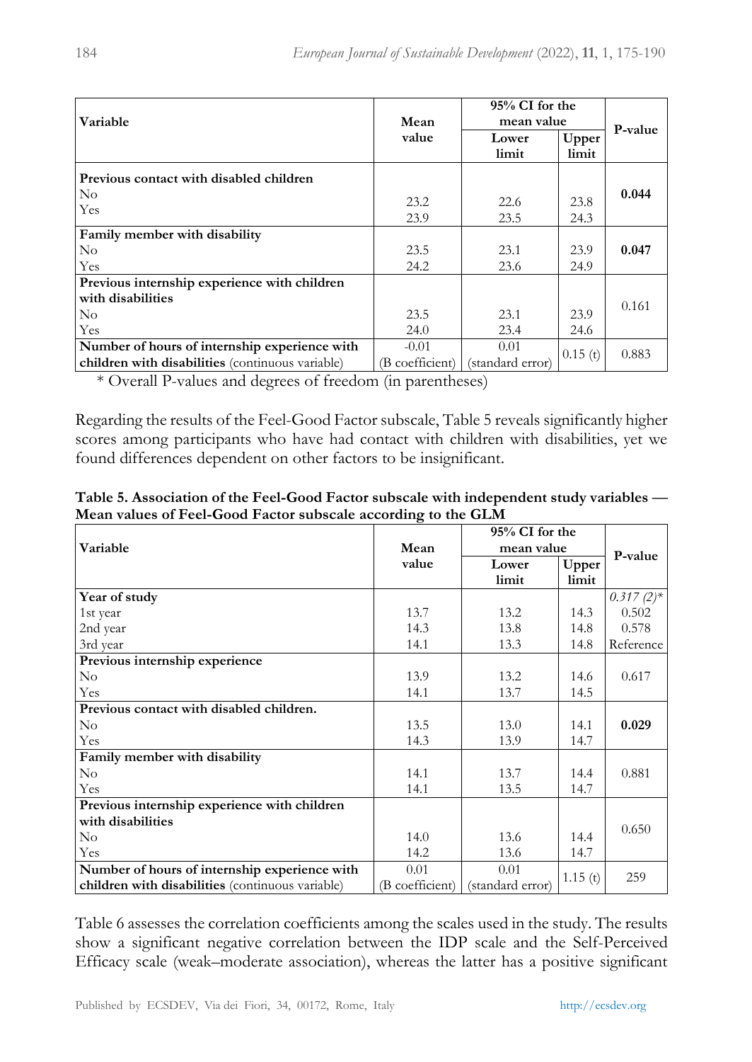| Variable | Mean value | 95% CI for the mean value | | P-value |
|---|---|---|---|---|
| | | Lower limit | Upper limit | |
| **Previous contact with disabled children** | | | | **0.044** |
| No | 23.2 | 22.6 | 23.8 | |
| Yes | 23.9 | 23.5 | 24.3 | |
| **Family member with disability** | | | | **0.047** |
| No | 23.5 | 23.1 | 23.9 | |
| Yes | 24.2 | 23.6 | 24.9 | |
| **Previous internship experience with children with disabilities** | | | | 0.161 |
| No | 23.5 | 23.1 | 23.9 | |
| Yes | 24.0 | 23.4 | 24.6 | |
| **Number of hours of internship experience with children with disabilities** (continuous variable) | -0.01 (B coefficient) | 0.01 (standard error) | 0.15 (t) | 0.883 |

\* Overall P-values and degrees of freedom (in parentheses)

Regarding the results of the Feel-Good Factor subscale, Table 5 reveals significantly higher scores among participants who have had contact with children with disabilities, yet we found differences dependent on other factors to be insignificant.

**Table 5. Association of the Feel-Good Factor subscale with independent study variables — Mean values of Feel-Good Factor subscale according to the GLM**

| Variable | Mean value | 95% CI for the mean value | | P-value |
|---|---|---|---|---|
| | | Lower limit | Upper limit | |
| **Year of study** | | | | *0.317 (2)\** |
| 1st year | 13.7 | 13.2 | 14.3 | 0.502 |
| 2nd year | 14.3 | 13.8 | 14.8 | 0.578 |
| 3rd year | 14.1 | 13.3 | 14.8 | Reference |
| **Previous internship experience** | | | | 0.617 |
| No | 13.9 | 13.2 | 14.6 | |
| Yes | 14.1 | 13.7 | 14.5 | |
| **Previous contact with disabled children.** | | | | **0.029** |
| No | 13.5 | 13.0 | 14.1 | |
| Yes | 14.3 | 13.9 | 14.7 | |
| **Family member with disability** | | | | 0.881 |
| No | 14.1 | 13.7 | 14.4 | |
| Yes | 14.1 | 13.5 | 14.7 | |
| **Previous internship experience with children with disabilities** | | | | 0.650 |
| No | 14.0 | 13.6 | 14.4 | |
| Yes | 14.2 | 13.6 | 14.7 | |
| **Number of hours of internship experience with children with disabilities** (continuous variable) | 0.01 (B coefficient) | 0.01 (standard error) | 1.15 (t) | 259 |

Table 6 assesses the correlation coefficients among the scales used in the study. The results show a significant negative correlation between the IDP scale and the Self-Perceived Efficacy scale (weak–moderate association), whereas the latter has a positive significant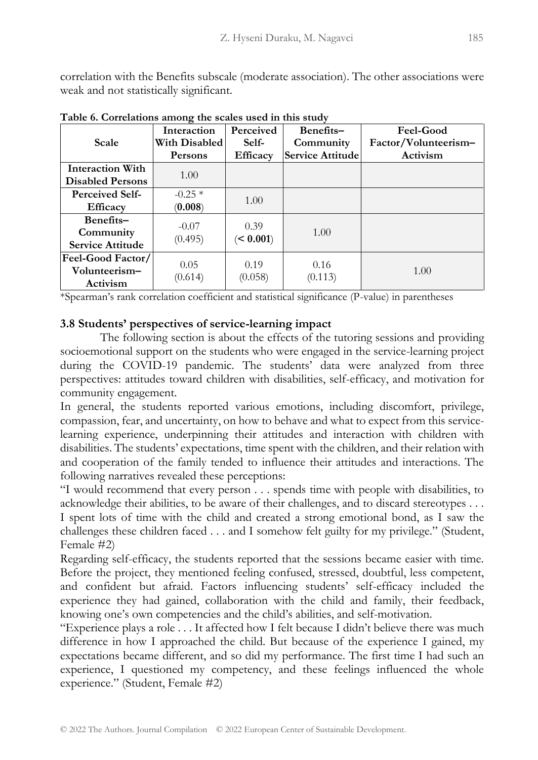correlation with the Benefits subscale (moderate association). The other associations were weak and not statistically significant.

**Table 6. Correlations among the scales used in this study**

| Scale | Interaction With Disabled Persons | Perceived Self-Efficacy | Benefits–Community Service Attitude | Feel-Good Factor/Volunteerism–Activism |
|---|---|---|---|---|
| **Interaction With Disabled Persons** | 1.00 | | | |
| **Perceived Self-Efficacy** | -0.25 * (**0.008**) | 1.00 | | |
| **Benefits–Community Service Attitude** | -0.07 (0.495) | 0.39 (**< 0.001**) | 1.00 | |
| **Feel-Good Factor/ Volunteerism–Activism** | 0.05 (0.614) | 0.19 (0.058) | 0.16 (0.113) | 1.00 |

*Spearman's rank correlation coefficient and statistical significance (P-value) in parentheses

### 3.8 Students' perspectives of service-learning impact

The following section is about the effects of the tutoring sessions and providing socioemotional support on the students who were engaged in the service-learning project during the COVID-19 pandemic. The students' data were analyzed from three perspectives: attitudes toward children with disabilities, self-efficacy, and motivation for community engagement.

In general, the students reported various emotions, including discomfort, privilege, compassion, fear, and uncertainty, on how to behave and what to expect from this service-learning experience, underpinning their attitudes and interaction with children with disabilities. The students' expectations, time spent with the children, and their relation with and cooperation of the family tended to influence their attitudes and interactions. The following narratives revealed these perceptions:

"I would recommend that every person . . . spends time with people with disabilities, to acknowledge their abilities, to be aware of their challenges, and to discard stereotypes . . . I spent lots of time with the child and created a strong emotional bond, as I saw the challenges these children faced . . . and I somehow felt guilty for my privilege." (Student, Female #2)

Regarding self-efficacy, the students reported that the sessions became easier with time. Before the project, they mentioned feeling confused, stressed, doubtful, less competent, and confident but afraid. Factors influencing students' self-efficacy included the experience they had gained, collaboration with the child and family, their feedback, knowing one's own competencies and the child's abilities, and self-motivation.

"Experience plays a role . . . It affected how I felt because I didn't believe there was much difference in how I approached the child. But because of the experience I gained, my expectations became different, and so did my performance. The first time I had such an experience, I questioned my competency, and these feelings influenced the whole experience." (Student, Female #2)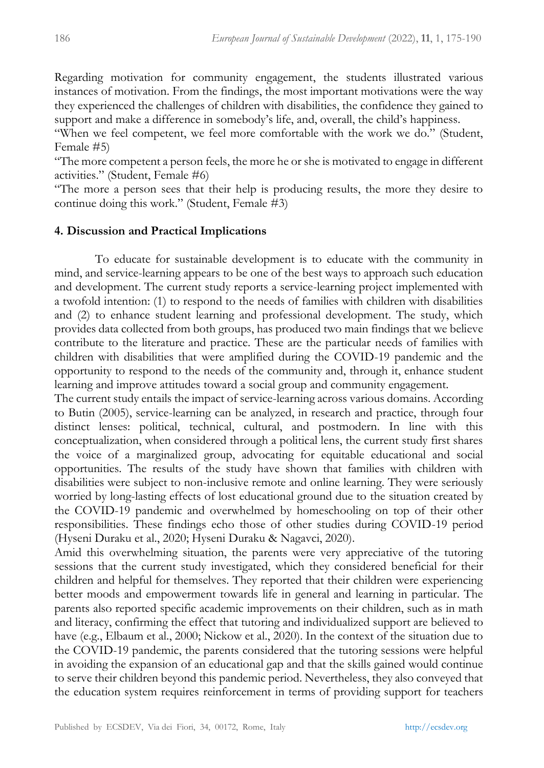Regarding motivation for community engagement, the students illustrated various instances of motivation. From the findings, the most important motivations were the way they experienced the challenges of children with disabilities, the confidence they gained to support and make a difference in somebody's life, and, overall, the child's happiness.

"When we feel competent, we feel more comfortable with the work we do." (Student, Female #5)

"The more competent a person feels, the more he or she is motivated to engage in different activities." (Student, Female #6)

"The more a person sees that their help is producing results, the more they desire to continue doing this work." (Student, Female #3)

## 4. Discussion and Practical Implications

To educate for sustainable development is to educate with the community in mind, and service-learning appears to be one of the best ways to approach such education and development. The current study reports a service-learning project implemented with a twofold intention: (1) to respond to the needs of families with children with disabilities and (2) to enhance student learning and professional development. The study, which provides data collected from both groups, has produced two main findings that we believe contribute to the literature and practice. These are the particular needs of families with children with disabilities that were amplified during the COVID-19 pandemic and the opportunity to respond to the needs of the community and, through it, enhance student learning and improve attitudes toward a social group and community engagement.

The current study entails the impact of service-learning across various domains. According to Butin (2005), service-learning can be analyzed, in research and practice, through four distinct lenses: political, technical, cultural, and postmodern. In line with this conceptualization, when considered through a political lens, the current study first shares the voice of a marginalized group, advocating for equitable educational and social opportunities. The results of the study have shown that families with children with disabilities were subject to non-inclusive remote and online learning. They were seriously worried by long-lasting effects of lost educational ground due to the situation created by the COVID-19 pandemic and overwhelmed by homeschooling on top of their other responsibilities. These findings echo those of other studies during COVID-19 period (Hyseni Duraku et al., 2020; Hyseni Duraku & Nagavci, 2020).

Amid this overwhelming situation, the parents were very appreciative of the tutoring sessions that the current study investigated, which they considered beneficial for their children and helpful for themselves. They reported that their children were experiencing better moods and empowerment towards life in general and learning in particular. The parents also reported specific academic improvements on their children, such as in math and literacy, confirming the effect that tutoring and individualized support are believed to have (e.g., Elbaum et al., 2000; Nickow et al., 2020). In the context of the situation due to the COVID-19 pandemic, the parents considered that the tutoring sessions were helpful in avoiding the expansion of an educational gap and that the skills gained would continue to serve their children beyond this pandemic period. Nevertheless, they also conveyed that the education system requires reinforcement in terms of providing support for teachers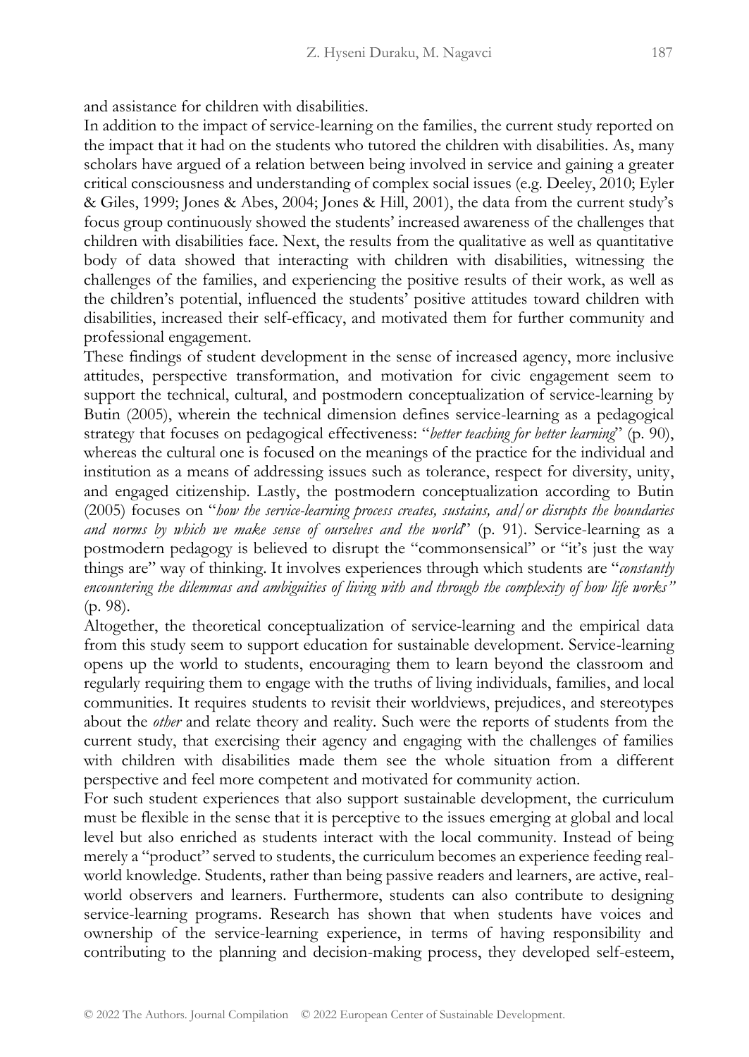and assistance for children with disabilities.

In addition to the impact of service-learning on the families, the current study reported on the impact that it had on the students who tutored the children with disabilities. As, many scholars have argued of a relation between being involved in service and gaining a greater critical consciousness and understanding of complex social issues (e.g. Deeley, 2010; Eyler & Giles, 1999; Jones & Abes, 2004; Jones & Hill, 2001), the data from the current study's focus group continuously showed the students' increased awareness of the challenges that children with disabilities face. Next, the results from the qualitative as well as quantitative body of data showed that interacting with children with disabilities, witnessing the challenges of the families, and experiencing the positive results of their work, as well as the children's potential, influenced the students' positive attitudes toward children with disabilities, increased their self-efficacy, and motivated them for further community and professional engagement.

These findings of student development in the sense of increased agency, more inclusive attitudes, perspective transformation, and motivation for civic engagement seem to support the technical, cultural, and postmodern conceptualization of service-learning by Butin (2005), wherein the technical dimension defines service-learning as a pedagogical strategy that focuses on pedagogical effectiveness: "*better teaching for better learning*" (p. 90), whereas the cultural one is focused on the meanings of the practice for the individual and institution as a means of addressing issues such as tolerance, respect for diversity, unity, and engaged citizenship. Lastly, the postmodern conceptualization according to Butin (2005) focuses on "*how the service-learning process creates, sustains, and/or disrupts the boundaries and norms by which we make sense of ourselves and the world*" (p. 91). Service-learning as a postmodern pedagogy is believed to disrupt the "commonsensical" or "it's just the way things are" way of thinking. It involves experiences through which students are "*constantly encountering the dilemmas and ambiguities of living with and through the complexity of how life works"* (p. 98).

Altogether, the theoretical conceptualization of service-learning and the empirical data from this study seem to support education for sustainable development. Service-learning opens up the world to students, encouraging them to learn beyond the classroom and regularly requiring them to engage with the truths of living individuals, families, and local communities. It requires students to revisit their worldviews, prejudices, and stereotypes about the *other* and relate theory and reality. Such were the reports of students from the current study, that exercising their agency and engaging with the challenges of families with children with disabilities made them see the whole situation from a different perspective and feel more competent and motivated for community action.

For such student experiences that also support sustainable development, the curriculum must be flexible in the sense that it is perceptive to the issues emerging at global and local level but also enriched as students interact with the local community. Instead of being merely a "product" served to students, the curriculum becomes an experience feeding real-world knowledge. Students, rather than being passive readers and learners, are active, real-world observers and learners. Furthermore, students can also contribute to designing service-learning programs. Research has shown that when students have voices and ownership of the service-learning experience, in terms of having responsibility and contributing to the planning and decision-making process, they developed self-esteem,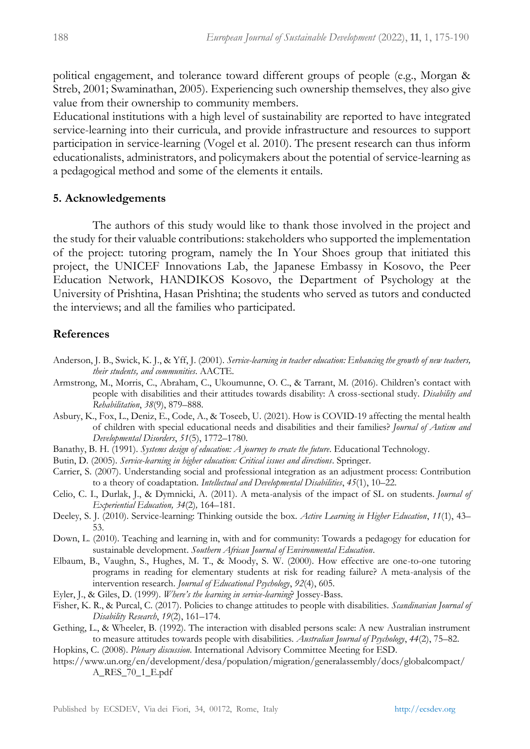political engagement, and tolerance toward different groups of people (e.g., Morgan & Streb, 2001; Swaminathan, 2005). Experiencing such ownership themselves, they also give value from their ownership to community members.
Educational institutions with a high level of sustainability are reported to have integrated service-learning into their curricula, and provide infrastructure and resources to support participation in service-learning (Vogel et al. 2010). The present research can thus inform educationalists, administrators, and policymakers about the potential of service-learning as a pedagogical method and some of the elements it entails.

## 5. Acknowledgements

The authors of this study would like to thank those involved in the project and the study for their valuable contributions: stakeholders who supported the implementation of the project: tutoring program, namely the In Your Shoes group that initiated this project, the UNICEF Innovations Lab, the Japanese Embassy in Kosovo, the Peer Education Network, HANDIKOS Kosovo, the Department of Psychology at the University of Prishtina, Hasan Prishtina; the students who served as tutors and conducted the interviews; and all the families who participated.

## References

Anderson, J. B., Swick, K. J., & Yff, J. (2001). *Service-learning in teacher education: Enhancing the growth of new teachers, their students, and communities*. AACTE.

Armstrong, M., Morris, C., Abraham, C., Ukoumunne, O. C., & Tarrant, M. (2016). Children's contact with people with disabilities and their attitudes towards disability: A cross-sectional study. *Disability and Rehabilitation*, *38*(9), 879–888.

Asbury, K., Fox, L., Deniz, E., Code, A., & Toseeb, U. (2021). How is COVID-19 affecting the mental health of children with special educational needs and disabilities and their families? *Journal of Autism and Developmental Disorders*, *51*(5), 1772–1780.

Banathy, B. H. (1991). *Systems design of education: A journey to create the future*. Educational Technology.

Butin, D. (2005). *Service-learning in higher education: Critical issues and directions*. Springer.

Carrier, S. (2007). Understanding social and professional integration as an adjustment process: Contribution to a theory of coadaptation. *Intellectual and Developmental Disabilities*, *45*(1), 10–22.

Celio, C. I., Durlak, J., & Dymnicki, A. (2011). A meta-analysis of the impact of SL on students. *Journal of Experiential Education, 34*(2)*,* 164–181.

Deeley, S. J. (2010). Service-learning: Thinking outside the box. *Active Learning in Higher Education*, *11*(1), 43–53.

Down, L. (2010). Teaching and learning in, with and for community: Towards a pedagogy for education for sustainable development. *Southern African Journal of Environmental Education*.

Elbaum, B., Vaughn, S., Hughes, M. T., & Moody, S. W. (2000). How effective are one-to-one tutoring programs in reading for elementary students at risk for reading failure? A meta-analysis of the intervention research. *Journal of Educational Psychology*, *92*(4), 605.

Eyler, J., & Giles, D. (1999). *Where's the learning in service-learning*? Jossey-Bass.

Fisher, K. R., & Purcal, C. (2017). Policies to change attitudes to people with disabilities. *Scandinavian Journal of Disability Research*, *19*(2), 161–174.

Gething, L., & Wheeler, B. (1992). The interaction with disabled persons scale: A new Australian instrument to measure attitudes towards people with disabilities. *Australian Journal of Psychology*, *44*(2), 75–82.

Hopkins, C. (2008). *Plenary discussion*. International Advisory Committee Meeting for ESD.

https://www.un.org/en/development/desa/population/migration/generalassembly/docs/globalcompact/A_RES_70_1_E.pdf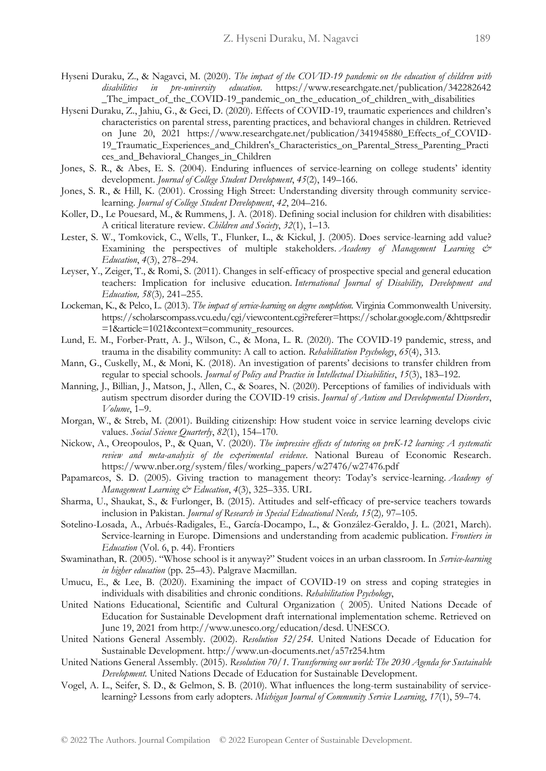Hyseni Duraku, Z., & Nagavci, M. (2020). *The impact of the COVID-19 pandemic on the education of children with disabilities in pre-university education*. https://www.researchgate.net/publication/342282642_The_impact_of_the_COVID-19_pandemic_on_the_education_of_children_with_disabilities

Hyseni Duraku, Z., Jahiu, G., & Geci, D. (2020). Effects of COVID-19, traumatic experiences and children's characteristics on parental stress, parenting practices, and behavioral changes in children. Retrieved on June 20, 2021 https://www.researchgate.net/publication/341945880_Effects_of_COVID-19_Traumatic_Experiences_and_Children's_Characteristics_on_Parental_Stress_Parenting_Practices_and_Behavioral_Changes_in_Children

Jones, S. R., & Abes, E. S. (2004). Enduring influences of service-learning on college students' identity development. *Journal of College Student Development*, *45*(2), 149–166.

Jones, S. R., & Hill, K. (2001). Crossing High Street: Understanding diversity through community service-learning. *Journal of College Student Development*, *42*, 204–216.

Koller, D., Le Pouesard, M., & Rummens, J. A. (2018). Defining social inclusion for children with disabilities: A critical literature review. *Children and Society*, *32*(1), 1–13.

Lester, S. W., Tomkovick, C., Wells, T., Flunker, L., & Kickul, J. (2005). Does service-learning add value? Examining the perspectives of multiple stakeholders. *Academy of Management Learning & Education*, *4*(3), 278–294.

Leyser, Y., Zeiger, T., & Romi, S. (2011). Changes in self-efficacy of prospective special and general education teachers: Implication for inclusive education. *International Journal of Disability, Development and Education, 58*(3), 241–255.

Lockeman, K., & Pelco, L. (2013). *The impact of service-learning on degree completion.* Virginia Commonwealth University. https://scholarscompass.vcu.edu/cgi/viewcontent.cgi?referer=https://scholar.google.com/&httpsredir=1&article=1021&context=community_resources.

Lund, E. M., Forber-Pratt, A. J., Wilson, C., & Mona, L. R. (2020). The COVID-19 pandemic, stress, and trauma in the disability community: A call to action. *Rehabilitation Psychology*, *65*(4), 313.

Mann, G., Cuskelly, M., & Moni, K. (2018). An investigation of parents' decisions to transfer children from regular to special schools. *Journal of Policy and Practice in Intellectual Disabilities*, *15*(3), 183–192.

Manning, J., Billian, J., Matson, J., Allen, C., & Soares, N. (2020). Perceptions of families of individuals with autism spectrum disorder during the COVID-19 crisis. *Journal of Autism and Developmental Disorders*, *Volume*, 1–9.

Morgan, W., & Streb, M. (2001). Building citizenship: How student voice in service learning develops civic values. *Social Science Quarterly*, *82*(1), 154–170.

Nickow, A., Oreopoulos, P., & Quan, V. (2020). *The impressive effects of tutoring on preK-12 learning: A systematic review and meta-analysis of the experimental evidence*. National Bureau of Economic Research. https://www.nber.org/system/files/working_papers/w27476/w27476.pdf

Papamarcos, S. D. (2005). Giving traction to management theory: Today's service-learning. *Academy of Management Learning & Education*, *4*(3), 325–335. URL

Sharma, U., Shaukat, S., & Furlonger, B. (2015). Attitudes and self‐efficacy of pre‐service teachers towards inclusion in Pakistan. *Journal of Research in Special Educational Needs, 15*(2), 97–105.

Sotelino-Losada, A., Arbués-Radigales, E., García-Docampo, L., & González-Geraldo, J. L. (2021, March). Service-learning in Europe. Dimensions and understanding from academic publication. *Frontiers in Education* (Vol. 6, p. 44). Frontiers

Swaminathan, R. (2005). "Whose school is it anyway?" Student voices in an urban classroom. In *Service-learning in higher education* (pp. 25–43). Palgrave Macmillan.

Umucu, E., & Lee, B. (2020). Examining the impact of COVID-19 on stress and coping strategies in individuals with disabilities and chronic conditions. *Rehabilitation Psychology*,

United Nations Educational, Scientific and Cultural Organization ( 2005). United Nations Decade of Education for Sustainable Development draft international implementation scheme. Retrieved on June 19, 2021 from http://www.unesco.org/education/desd. UNESCO.

United Nations General Assembly. (2002). *Resolution 52/254.* United Nations Decade of Education for Sustainable Development. http://www.un-documents.net/a57r254.htm

United Nations General Assembly. (2015). *Resolution 70/1. Transforming our world: The 2030 Agenda for Sustainable Development.* United Nations Decade of Education for Sustainable Development.

Vogel, A. L., Seifer, S. D., & Gelmon, S. B. (2010). What influences the long-term sustainability of service-learning? Lessons from early adopters. *Michigan Journal of Community Service Learning*, *17*(1), 59–74.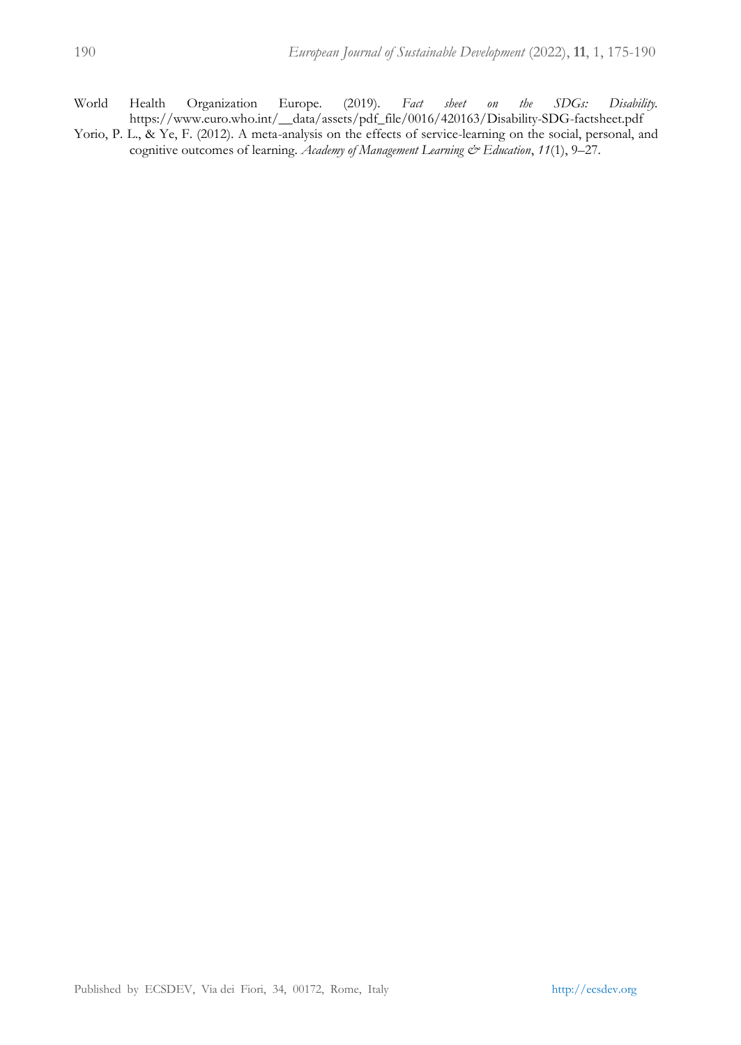World Health Organization Europe. (2019). *Fact sheet on the SDGs: Disability*. https://www.euro.who.int/__data/assets/pdf_file/0016/420163/Disability-SDG-factsheet.pdf

Yorio, P. L., & Ye, F. (2012). A meta-analysis on the effects of service-learning on the social, personal, and cognitive outcomes of learning. *Academy of Management Learning & Education*, *11*(1), 9–27.